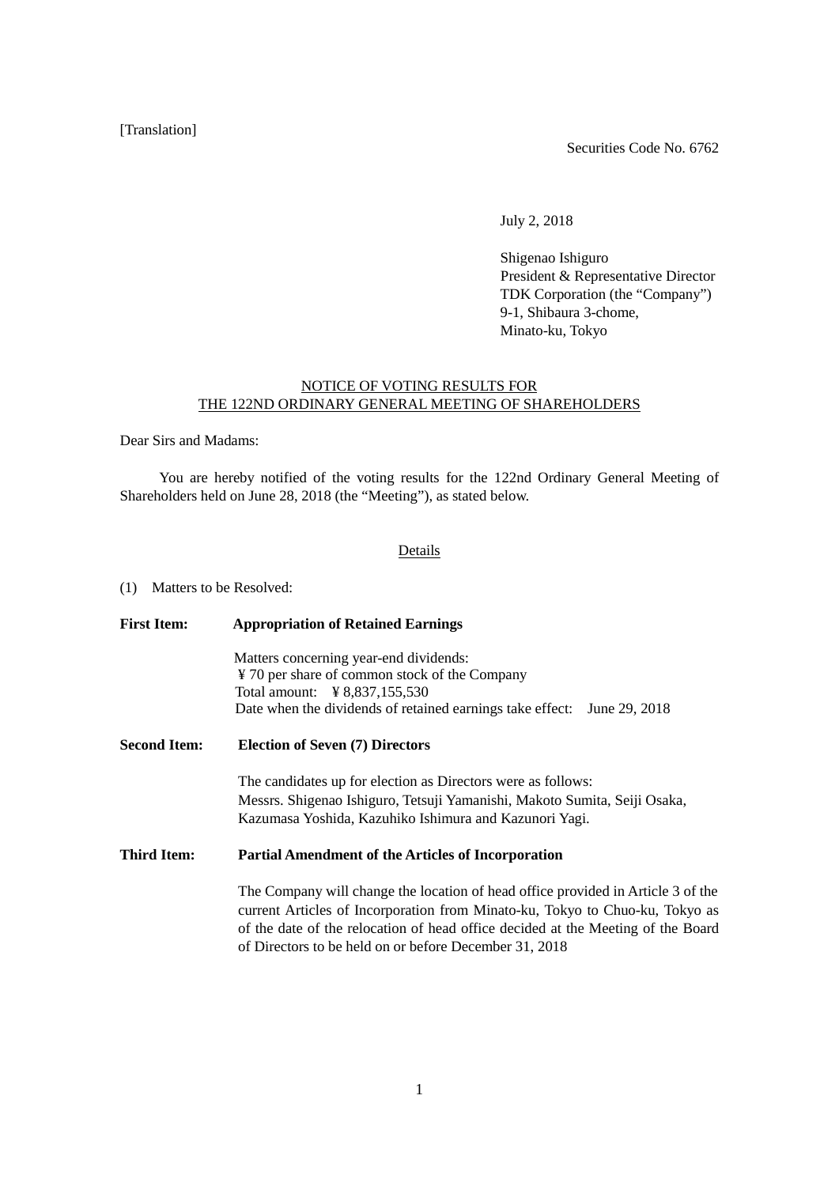[Translation]

Securities Code No. 6762

July 2, 2018

Shigenao Ishiguro  
President & Representative Director  
TDK Corporation (the "Company")  
9-1, Shibaura 3-chome,  
Minato-ku, Tokyo

# NOTICE OF VOTING RESULTS FOR THE 122ND ORDINARY GENERAL MEETING OF SHAREHOLDERS

Dear Sirs and Madams:

You are hereby notified of the voting results for the 122nd Ordinary General Meeting of Shareholders held on June 28, 2018 (the "Meeting"), as stated below.

## Details

(1) Matters to be Resolved:

**First Item: Appropriation of Retained Earnings**

Matters concerning year-end dividends:  
¥ 70 per share of common stock of the Company  
Total amount: ¥ 8,837,155,530  
Date when the dividends of retained earnings take effect: June 29, 2018

**Second Item: Election of Seven (7) Directors**

The candidates up for election as Directors were as follows:  
Messrs. Shigenao Ishiguro, Tetsuji Yamanishi, Makoto Sumita, Seiji Osaka, Kazumasa Yoshida, Kazuhiko Ishimura and Kazunori Yagi.

**Third Item: Partial Amendment of the Articles of Incorporation**

The Company will change the location of head office provided in Article 3 of the current Articles of Incorporation from Minato-ku, Tokyo to Chuo-ku, Tokyo as of the date of the relocation of head office decided at the Meeting of the Board of Directors to be held on or before December 31, 2018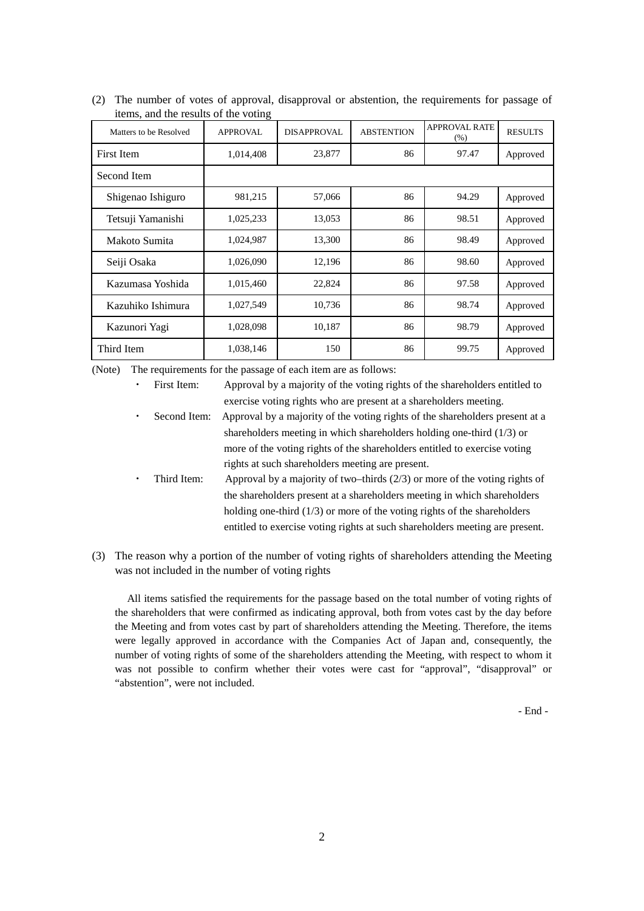(2) The number of votes of approval, disapproval or abstention, the requirements for passage of items, and the results of the voting

| Matters to be Resolved | APPROVAL | DISAPPROVAL | ABSTENTION | APPROVAL RATE (%) | RESULTS |
|---|---|---|---|---|---|
| First Item | 1,014,408 | 23,877 | 86 | 97.47 | Approved |
| Second Item | | | | | |
| Shigenao Ishiguro | 981,215 | 57,066 | 86 | 94.29 | Approved |
| Tetsuji Yamanishi | 1,025,233 | 13,053 | 86 | 98.51 | Approved |
| Makoto Sumita | 1,024,987 | 13,300 | 86 | 98.49 | Approved |
| Seiji Osaka | 1,026,090 | 12,196 | 86 | 98.60 | Approved |
| Kazumasa Yoshida | 1,015,460 | 22,824 | 86 | 97.58 | Approved |
| Kazuhiko Ishimura | 1,027,549 | 10,736 | 86 | 98.74 | Approved |
| Kazunori Yagi | 1,028,098 | 10,187 | 86 | 98.79 | Approved |
| Third Item | 1,038,146 | 150 | 86 | 99.75 | Approved |

(Note) The requirements for the passage of each item are as follows:

- First Item: Approval by a majority of the voting rights of the shareholders entitled to exercise voting rights who are present at a shareholders meeting.
- Second Item: Approval by a majority of the voting rights of the shareholders present at a shareholders meeting in which shareholders holding one-third (1/3) or more of the voting rights of the shareholders entitled to exercise voting rights at such shareholders meeting are present.
- Third Item: Approval by a majority of two–thirds (2/3) or more of the voting rights of the shareholders present at a shareholders meeting in which shareholders holding one-third (1/3) or more of the voting rights of the shareholders entitled to exercise voting rights at such shareholders meeting are present.

(3) The reason why a portion of the number of voting rights of shareholders attending the Meeting was not included in the number of voting rights

All items satisfied the requirements for the passage based on the total number of voting rights of the shareholders that were confirmed as indicating approval, both from votes cast by the day before the Meeting and from votes cast by part of shareholders attending the Meeting. Therefore, the items were legally approved in accordance with the Companies Act of Japan and, consequently, the number of voting rights of some of the shareholders attending the Meeting, with respect to whom it was not possible to confirm whether their votes were cast for "approval", "disapproval" or "abstention", were not included.

- End -